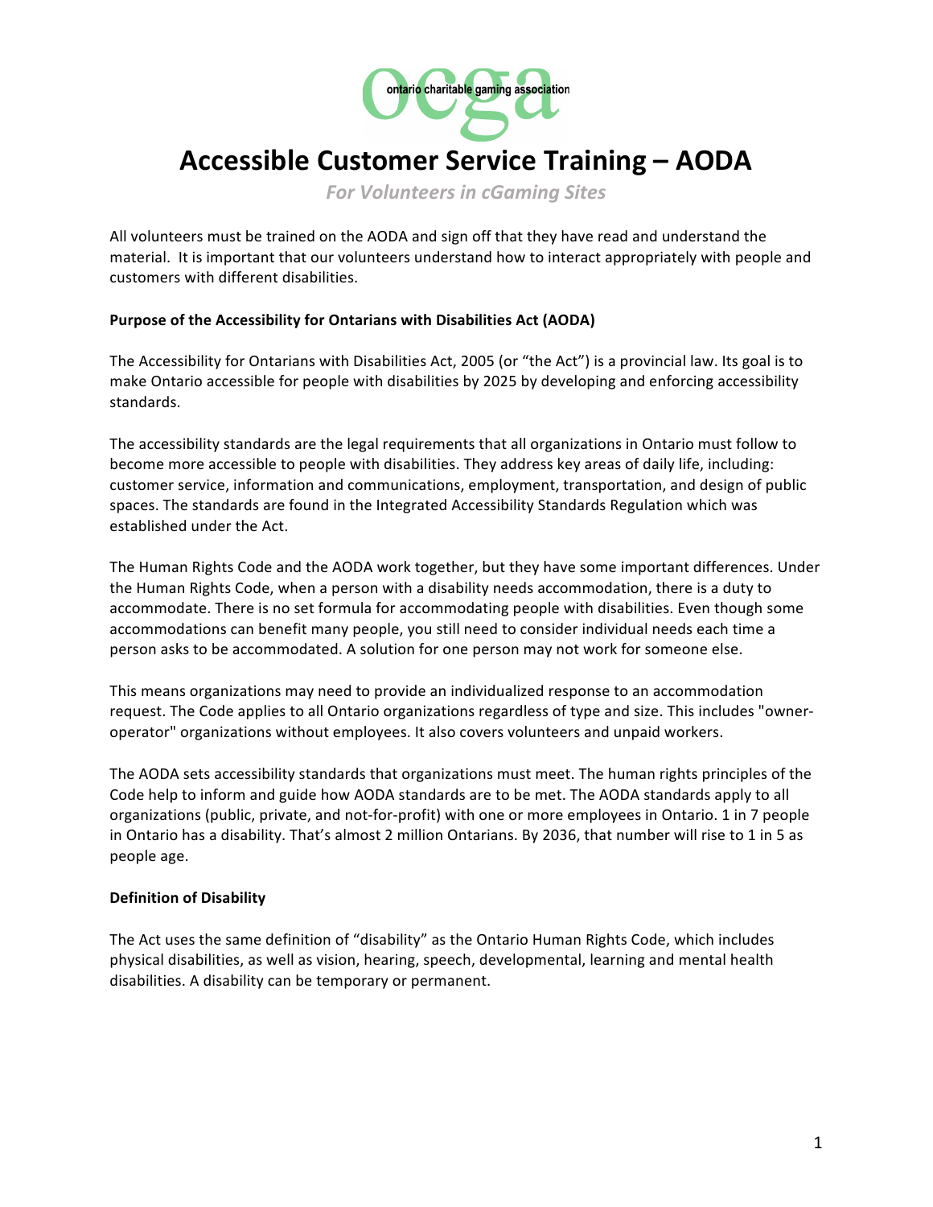# Accessible Customer Service Training – AODA

*For Volunteers in cGaming Sites*

All volunteers must be trained on the AODA and sign off that they have read and understand the material. It is important that our volunteers understand how to interact appropriately with people and customers with different disabilities.

**Purpose of the Accessibility for Ontarians with Disabilities Act (AODA)**

The Accessibility for Ontarians with Disabilities Act, 2005 (or "the Act") is a provincial law. Its goal is to make Ontario accessible for people with disabilities by 2025 by developing and enforcing accessibility standards.

The accessibility standards are the legal requirements that all organizations in Ontario must follow to become more accessible to people with disabilities. They address key areas of daily life, including: customer service, information and communications, employment, transportation, and design of public spaces. The standards are found in the Integrated Accessibility Standards Regulation which was established under the Act.

The Human Rights Code and the AODA work together, but they have some important differences. Under the Human Rights Code, when a person with a disability needs accommodation, there is a duty to accommodate. There is no set formula for accommodating people with disabilities. Even though some accommodations can benefit many people, you still need to consider individual needs each time a person asks to be accommodated. A solution for one person may not work for someone else.

This means organizations may need to provide an individualized response to an accommodation request. The Code applies to all Ontario organizations regardless of type and size. This includes "owner-operator" organizations without employees. It also covers volunteers and unpaid workers.

The AODA sets accessibility standards that organizations must meet. The human rights principles of the Code help to inform and guide how AODA standards are to be met. The AODA standards apply to all organizations (public, private, and not-for-profit) with one or more employees in Ontario. 1 in 7 people in Ontario has a disability. That's almost 2 million Ontarians. By 2036, that number will rise to 1 in 5 as people age.

**Definition of Disability**

The Act uses the same definition of "disability" as the Ontario Human Rights Code, which includes physical disabilities, as well as vision, hearing, speech, developmental, learning and mental health disabilities. A disability can be temporary or permanent.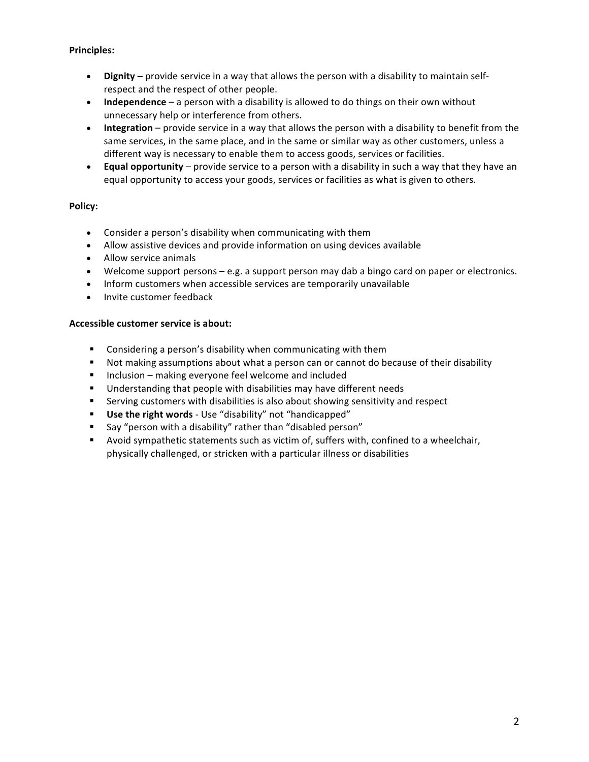**Principles:**

- **Dignity** – provide service in a way that allows the person with a disability to maintain self-respect and the respect of other people.
- **Independence** – a person with a disability is allowed to do things on their own without unnecessary help or interference from others.
- **Integration** – provide service in a way that allows the person with a disability to benefit from the same services, in the same place, and in the same or similar way as other customers, unless a different way is necessary to enable them to access goods, services or facilities.
- **Equal opportunity** – provide service to a person with a disability in such a way that they have an equal opportunity to access your goods, services or facilities as what is given to others.

**Policy:**

- Consider a person's disability when communicating with them
- Allow assistive devices and provide information on using devices available
- Allow service animals
- Welcome support persons – e.g. a support person may dab a bingo card on paper or electronics.
- Inform customers when accessible services are temporarily unavailable
- Invite customer feedback

**Accessible customer service is about:**

- Considering a person's disability when communicating with them
- Not making assumptions about what a person can or cannot do because of their disability
- Inclusion – making everyone feel welcome and included
- Understanding that people with disabilities may have different needs
- Serving customers with disabilities is also about showing sensitivity and respect
- **Use the right words** - Use "disability" not "handicapped"
- Say "person with a disability" rather than "disabled person"
- Avoid sympathetic statements such as victim of, suffers with, confined to a wheelchair, physically challenged, or stricken with a particular illness or disabilities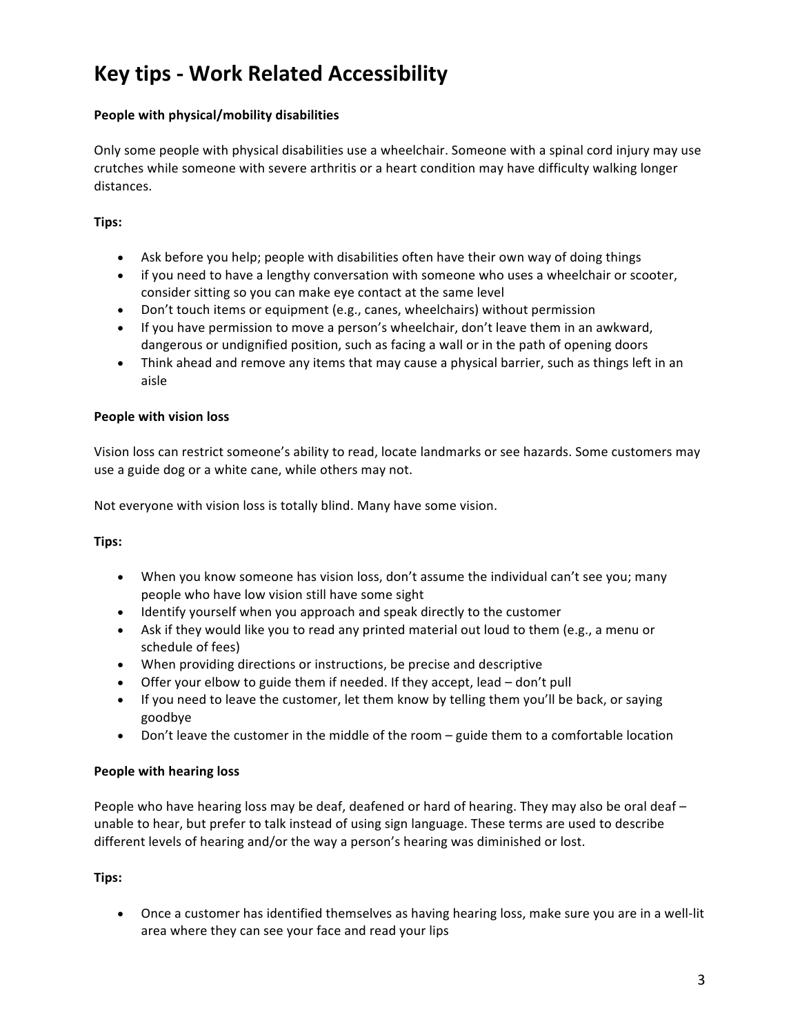# Key tips - Work Related Accessibility

**People with physical/mobility disabilities**

Only some people with physical disabilities use a wheelchair. Someone with a spinal cord injury may use crutches while someone with severe arthritis or a heart condition may have difficulty walking longer distances.

**Tips:**

- Ask before you help; people with disabilities often have their own way of doing things
- if you need to have a lengthy conversation with someone who uses a wheelchair or scooter, consider sitting so you can make eye contact at the same level
- Don't touch items or equipment (e.g., canes, wheelchairs) without permission
- If you have permission to move a person's wheelchair, don't leave them in an awkward, dangerous or undignified position, such as facing a wall or in the path of opening doors
- Think ahead and remove any items that may cause a physical barrier, such as things left in an aisle

**People with vision loss**

Vision loss can restrict someone's ability to read, locate landmarks or see hazards. Some customers may use a guide dog or a white cane, while others may not.

Not everyone with vision loss is totally blind. Many have some vision.

**Tips:**

- When you know someone has vision loss, don't assume the individual can't see you; many people who have low vision still have some sight
- Identify yourself when you approach and speak directly to the customer
- Ask if they would like you to read any printed material out loud to them (e.g., a menu or schedule of fees)
- When providing directions or instructions, be precise and descriptive
- Offer your elbow to guide them if needed. If they accept, lead – don't pull
- If you need to leave the customer, let them know by telling them you'll be back, or saying goodbye
- Don't leave the customer in the middle of the room – guide them to a comfortable location

**People with hearing loss**

People who have hearing loss may be deaf, deafened or hard of hearing. They may also be oral deaf – unable to hear, but prefer to talk instead of using sign language. These terms are used to describe different levels of hearing and/or the way a person's hearing was diminished or lost.

**Tips:**

- Once a customer has identified themselves as having hearing loss, make sure you are in a well-lit area where they can see your face and read your lips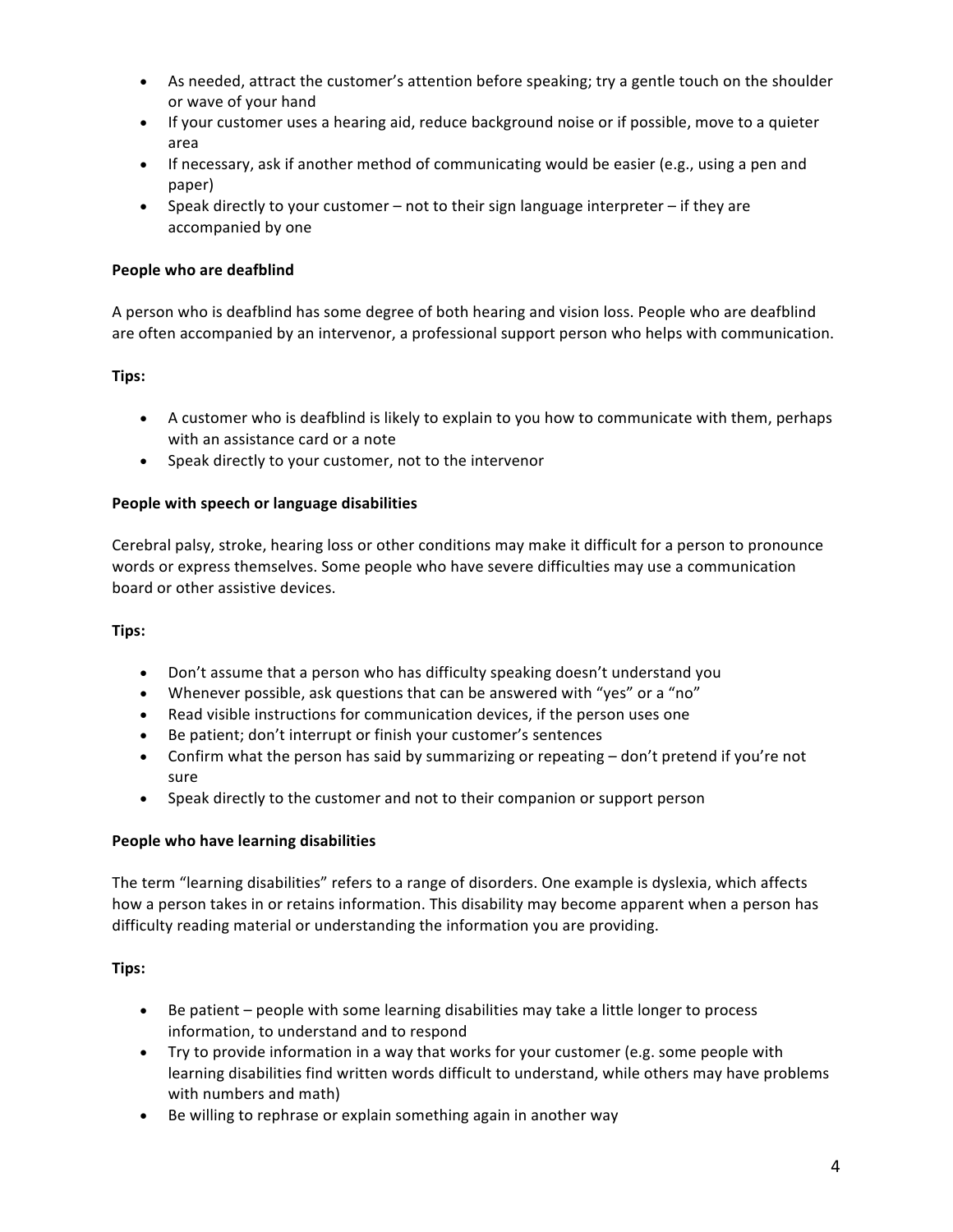- As needed, attract the customer's attention before speaking; try a gentle touch on the shoulder or wave of your hand
- If your customer uses a hearing aid, reduce background noise or if possible, move to a quieter area
- If necessary, ask if another method of communicating would be easier (e.g., using a pen and paper)
- Speak directly to your customer – not to their sign language interpreter – if they are accompanied by one

**People who are deafblind**

A person who is deafblind has some degree of both hearing and vision loss. People who are deafblind are often accompanied by an intervenor, a professional support person who helps with communication.

**Tips:**

- A customer who is deafblind is likely to explain to you how to communicate with them, perhaps with an assistance card or a note
- Speak directly to your customer, not to the intervenor

**People with speech or language disabilities**

Cerebral palsy, stroke, hearing loss or other conditions may make it difficult for a person to pronounce words or express themselves. Some people who have severe difficulties may use a communication board or other assistive devices.

**Tips:**

- Don't assume that a person who has difficulty speaking doesn't understand you
- Whenever possible, ask questions that can be answered with "yes" or a "no"
- Read visible instructions for communication devices, if the person uses one
- Be patient; don't interrupt or finish your customer's sentences
- Confirm what the person has said by summarizing or repeating – don't pretend if you're not sure
- Speak directly to the customer and not to their companion or support person

**People who have learning disabilities**

The term "learning disabilities" refers to a range of disorders. One example is dyslexia, which affects how a person takes in or retains information. This disability may become apparent when a person has difficulty reading material or understanding the information you are providing.

**Tips:**

- Be patient – people with some learning disabilities may take a little longer to process information, to understand and to respond
- Try to provide information in a way that works for your customer (e.g. some people with learning disabilities find written words difficult to understand, while others may have problems with numbers and math)
- Be willing to rephrase or explain something again in another way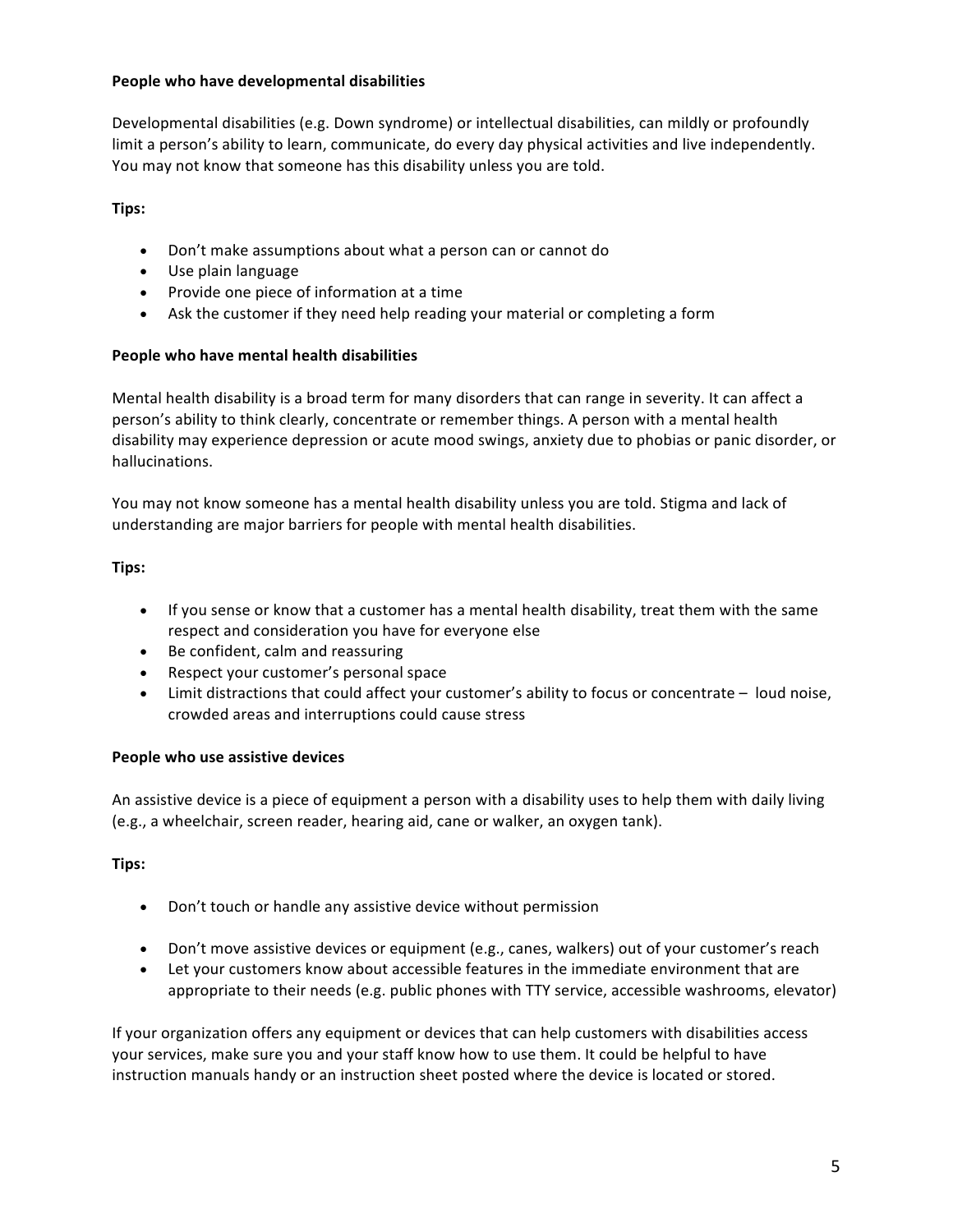**People who have developmental disabilities**

Developmental disabilities (e.g. Down syndrome) or intellectual disabilities, can mildly or profoundly limit a person's ability to learn, communicate, do every day physical activities and live independently. You may not know that someone has this disability unless you are told.

**Tips:**

- Don't make assumptions about what a person can or cannot do
- Use plain language
- Provide one piece of information at a time
- Ask the customer if they need help reading your material or completing a form

**People who have mental health disabilities**

Mental health disability is a broad term for many disorders that can range in severity. It can affect a person's ability to think clearly, concentrate or remember things. A person with a mental health disability may experience depression or acute mood swings, anxiety due to phobias or panic disorder, or hallucinations.

You may not know someone has a mental health disability unless you are told. Stigma and lack of understanding are major barriers for people with mental health disabilities.

**Tips:**

- If you sense or know that a customer has a mental health disability, treat them with the same respect and consideration you have for everyone else
- Be confident, calm and reassuring
- Respect your customer's personal space
- Limit distractions that could affect your customer's ability to focus or concentrate – loud noise, crowded areas and interruptions could cause stress

**People who use assistive devices**

An assistive device is a piece of equipment a person with a disability uses to help them with daily living (e.g., a wheelchair, screen reader, hearing aid, cane or walker, an oxygen tank).

**Tips:**

- Don't touch or handle any assistive device without permission
- Don't move assistive devices or equipment (e.g., canes, walkers) out of your customer's reach
- Let your customers know about accessible features in the immediate environment that are appropriate to their needs (e.g. public phones with TTY service, accessible washrooms, elevator)

If your organization offers any equipment or devices that can help customers with disabilities access your services, make sure you and your staff know how to use them. It could be helpful to have instruction manuals handy or an instruction sheet posted where the device is located or stored.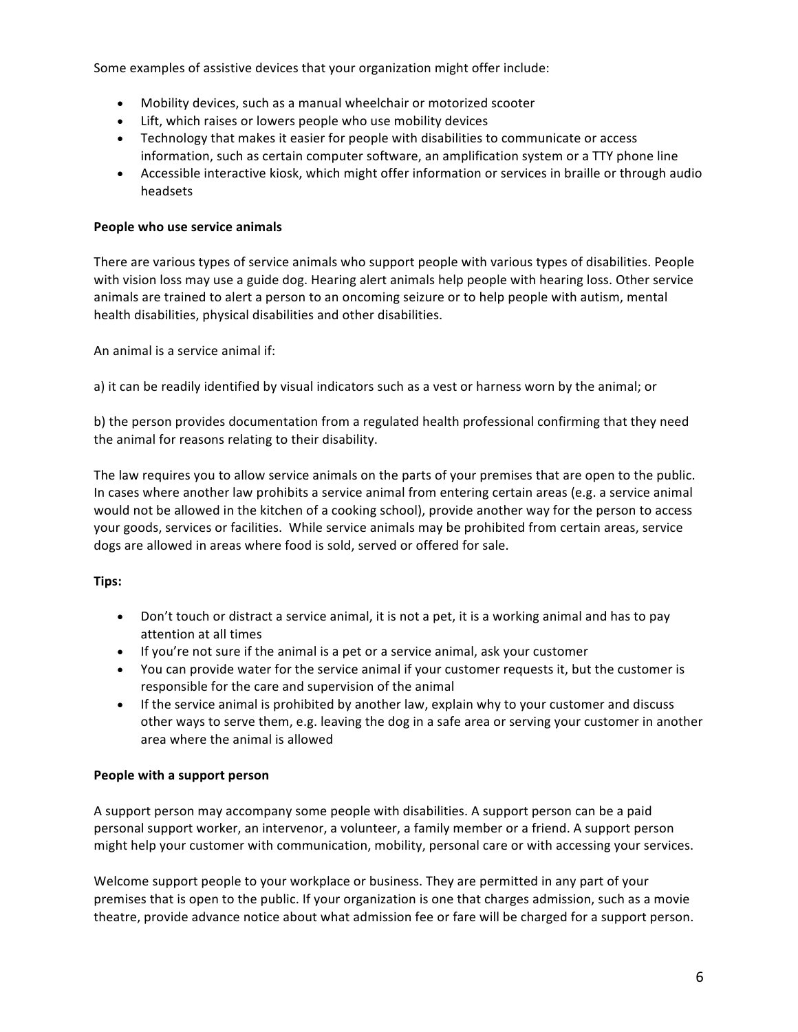Some examples of assistive devices that your organization might offer include:

- Mobility devices, such as a manual wheelchair or motorized scooter
- Lift, which raises or lowers people who use mobility devices
- Technology that makes it easier for people with disabilities to communicate or access information, such as certain computer software, an amplification system or a TTY phone line
- Accessible interactive kiosk, which might offer information or services in braille or through audio headsets

**People who use service animals**

There are various types of service animals who support people with various types of disabilities. People with vision loss may use a guide dog. Hearing alert animals help people with hearing loss. Other service animals are trained to alert a person to an oncoming seizure or to help people with autism, mental health disabilities, physical disabilities and other disabilities.

An animal is a service animal if:

a) it can be readily identified by visual indicators such as a vest or harness worn by the animal; or

b) the person provides documentation from a regulated health professional confirming that they need the animal for reasons relating to their disability.

The law requires you to allow service animals on the parts of your premises that are open to the public. In cases where another law prohibits a service animal from entering certain areas (e.g. a service animal would not be allowed in the kitchen of a cooking school), provide another way for the person to access your goods, services or facilities. While service animals may be prohibited from certain areas, service dogs are allowed in areas where food is sold, served or offered for sale.

**Tips:**

- Don't touch or distract a service animal, it is not a pet, it is a working animal and has to pay attention at all times
- If you're not sure if the animal is a pet or a service animal, ask your customer
- You can provide water for the service animal if your customer requests it, but the customer is responsible for the care and supervision of the animal
- If the service animal is prohibited by another law, explain why to your customer and discuss other ways to serve them, e.g. leaving the dog in a safe area or serving your customer in another area where the animal is allowed

**People with a support person**

A support person may accompany some people with disabilities. A support person can be a paid personal support worker, an intervenor, a volunteer, a family member or a friend. A support person might help your customer with communication, mobility, personal care or with accessing your services.

Welcome support people to your workplace or business. They are permitted in any part of your premises that is open to the public. If your organization is one that charges admission, such as a movie theatre, provide advance notice about what admission fee or fare will be charged for a support person.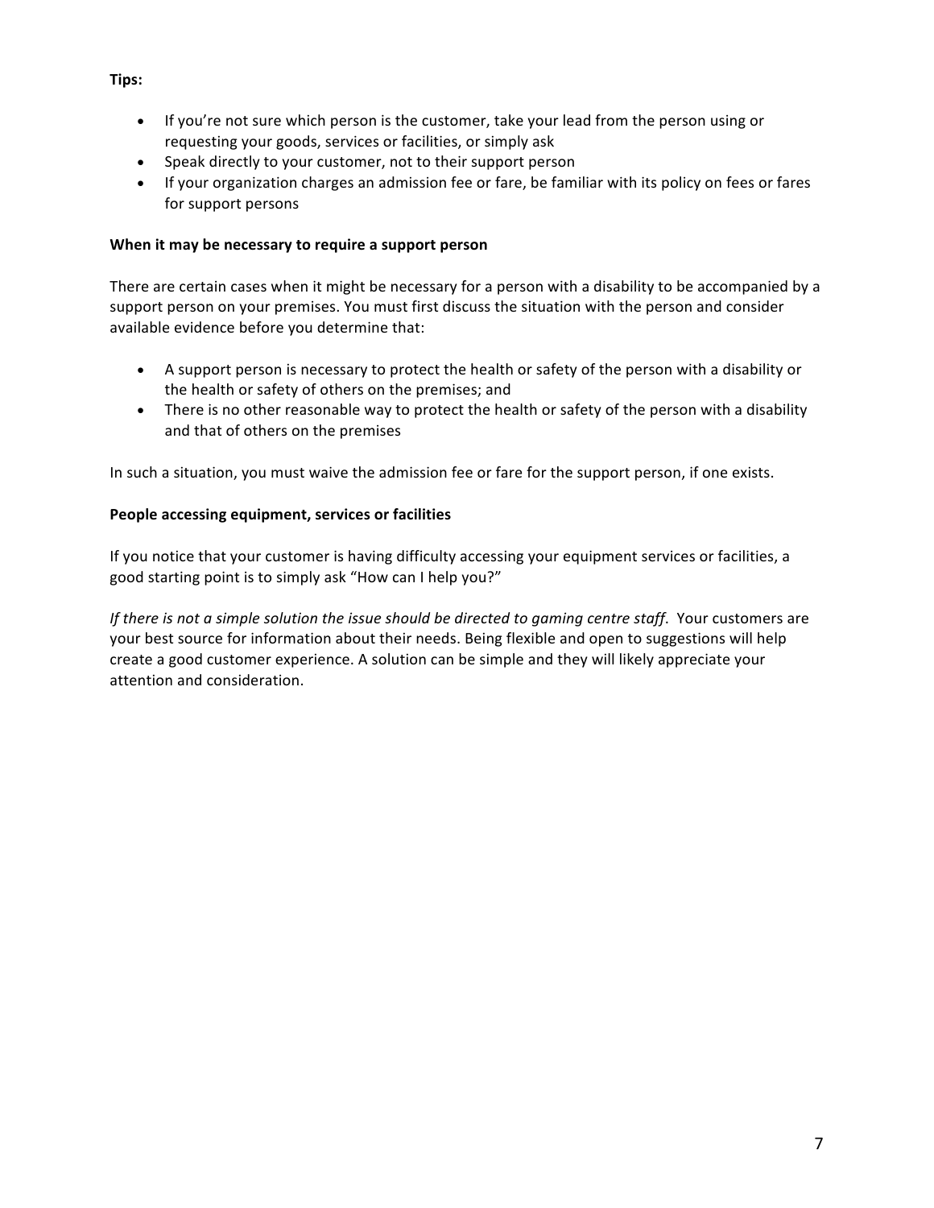**Tips:**

- If you're not sure which person is the customer, take your lead from the person using or requesting your goods, services or facilities, or simply ask
- Speak directly to your customer, not to their support person
- If your organization charges an admission fee or fare, be familiar with its policy on fees or fares for support persons

**When it may be necessary to require a support person**

There are certain cases when it might be necessary for a person with a disability to be accompanied by a support person on your premises. You must first discuss the situation with the person and consider available evidence before you determine that:

- A support person is necessary to protect the health or safety of the person with a disability or the health or safety of others on the premises; and
- There is no other reasonable way to protect the health or safety of the person with a disability and that of others on the premises

In such a situation, you must waive the admission fee or fare for the support person, if one exists.

**People accessing equipment, services or facilities**

If you notice that your customer is having difficulty accessing your equipment services or facilities, a good starting point is to simply ask "How can I help you?"

*If there is not a simple solution the issue should be directed to gaming centre staff*. Your customers are your best source for information about their needs. Being flexible and open to suggestions will help create a good customer experience. A solution can be simple and they will likely appreciate your attention and consideration.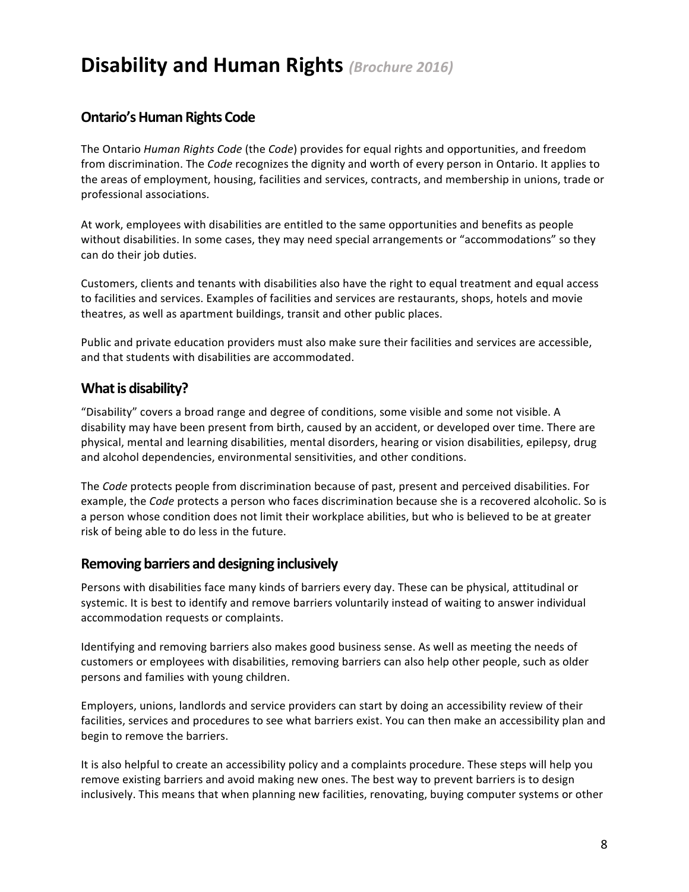# Disability and Human Rights *(Brochure 2016)*

## Ontario's Human Rights Code

The Ontario *Human Rights Code* (the *Code*) provides for equal rights and opportunities, and freedom from discrimination. The *Code* recognizes the dignity and worth of every person in Ontario. It applies to the areas of employment, housing, facilities and services, contracts, and membership in unions, trade or professional associations.

At work, employees with disabilities are entitled to the same opportunities and benefits as people without disabilities. In some cases, they may need special arrangements or "accommodations" so they can do their job duties.

Customers, clients and tenants with disabilities also have the right to equal treatment and equal access to facilities and services. Examples of facilities and services are restaurants, shops, hotels and movie theatres, as well as apartment buildings, transit and other public places.

Public and private education providers must also make sure their facilities and services are accessible, and that students with disabilities are accommodated.

## What is disability?

"Disability" covers a broad range and degree of conditions, some visible and some not visible. A disability may have been present from birth, caused by an accident, or developed over time. There are physical, mental and learning disabilities, mental disorders, hearing or vision disabilities, epilepsy, drug and alcohol dependencies, environmental sensitivities, and other conditions.

The *Code* protects people from discrimination because of past, present and perceived disabilities. For example, the *Code* protects a person who faces discrimination because she is a recovered alcoholic. So is a person whose condition does not limit their workplace abilities, but who is believed to be at greater risk of being able to do less in the future.

## Removing barriers and designing inclusively

Persons with disabilities face many kinds of barriers every day. These can be physical, attitudinal or systemic. It is best to identify and remove barriers voluntarily instead of waiting to answer individual accommodation requests or complaints.

Identifying and removing barriers also makes good business sense. As well as meeting the needs of customers or employees with disabilities, removing barriers can also help other people, such as older persons and families with young children.

Employers, unions, landlords and service providers can start by doing an accessibility review of their facilities, services and procedures to see what barriers exist. You can then make an accessibility plan and begin to remove the barriers.

It is also helpful to create an accessibility policy and a complaints procedure. These steps will help you remove existing barriers and avoid making new ones. The best way to prevent barriers is to design inclusively. This means that when planning new facilities, renovating, buying computer systems or other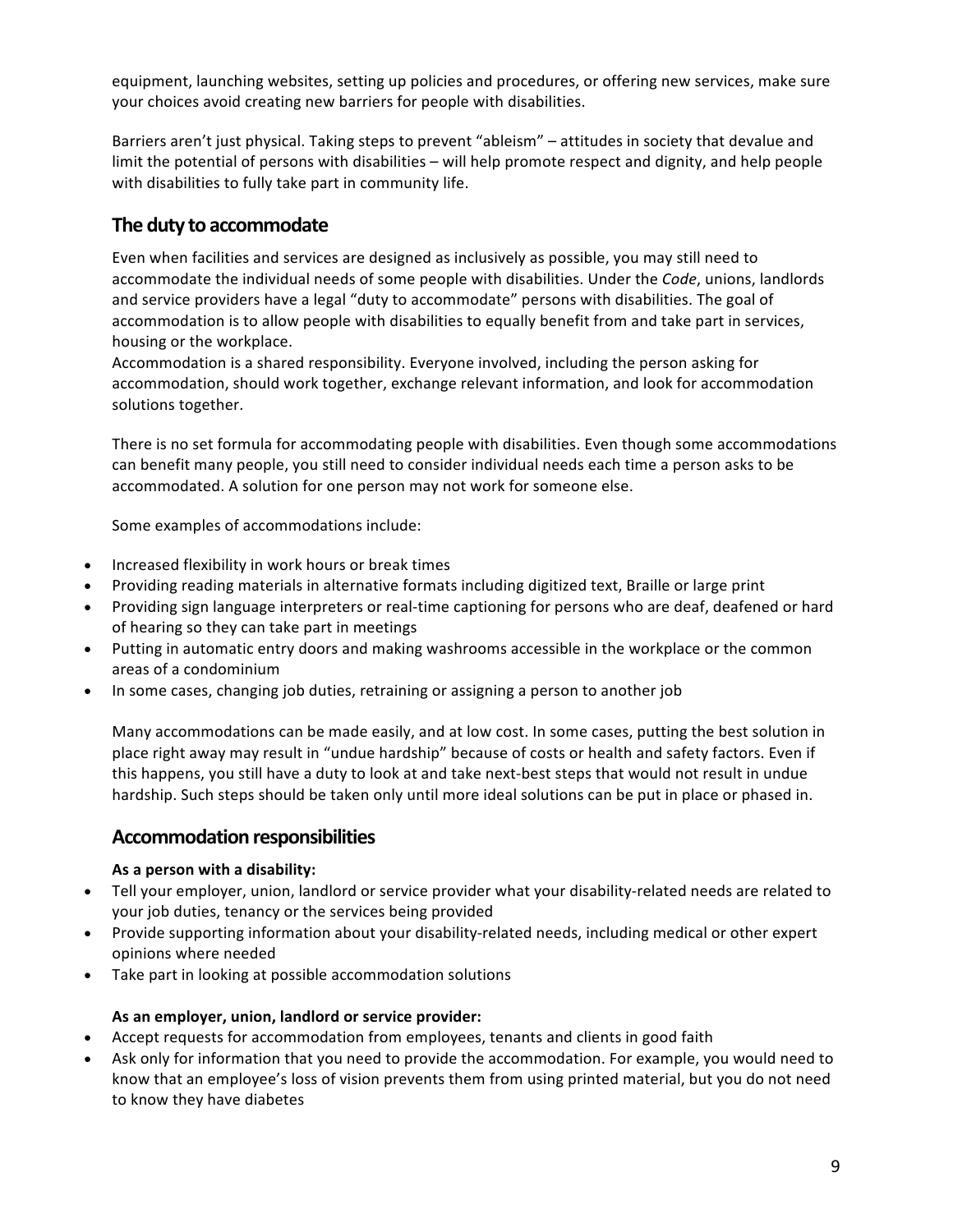equipment, launching websites, setting up policies and procedures, or offering new services, make sure your choices avoid creating new barriers for people with disabilities.

Barriers aren't just physical. Taking steps to prevent "ableism" – attitudes in society that devalue and limit the potential of persons with disabilities – will help promote respect and dignity, and help people with disabilities to fully take part in community life.

## The duty to accommodate

Even when facilities and services are designed as inclusively as possible, you may still need to accommodate the individual needs of some people with disabilities. Under the *Code*, unions, landlords and service providers have a legal "duty to accommodate" persons with disabilities. The goal of accommodation is to allow people with disabilities to equally benefit from and take part in services, housing or the workplace.
Accommodation is a shared responsibility. Everyone involved, including the person asking for accommodation, should work together, exchange relevant information, and look for accommodation solutions together.

There is no set formula for accommodating people with disabilities. Even though some accommodations can benefit many people, you still need to consider individual needs each time a person asks to be accommodated. A solution for one person may not work for someone else.

Some examples of accommodations include:

- Increased flexibility in work hours or break times
- Providing reading materials in alternative formats including digitized text, Braille or large print
- Providing sign language interpreters or real-time captioning for persons who are deaf, deafened or hard of hearing so they can take part in meetings
- Putting in automatic entry doors and making washrooms accessible in the workplace or the common areas of a condominium
- In some cases, changing job duties, retraining or assigning a person to another job

Many accommodations can be made easily, and at low cost. In some cases, putting the best solution in place right away may result in "undue hardship" because of costs or health and safety factors. Even if this happens, you still have a duty to look at and take next-best steps that would not result in undue hardship. Such steps should be taken only until more ideal solutions can be put in place or phased in.

## Accommodation responsibilities

**As a person with a disability:**

- Tell your employer, union, landlord or service provider what your disability-related needs are related to your job duties, tenancy or the services being provided
- Provide supporting information about your disability-related needs, including medical or other expert opinions where needed
- Take part in looking at possible accommodation solutions

**As an employer, union, landlord or service provider:**

- Accept requests for accommodation from employees, tenants and clients in good faith
- Ask only for information that you need to provide the accommodation. For example, you would need to know that an employee's loss of vision prevents them from using printed material, but you do not need to know they have diabetes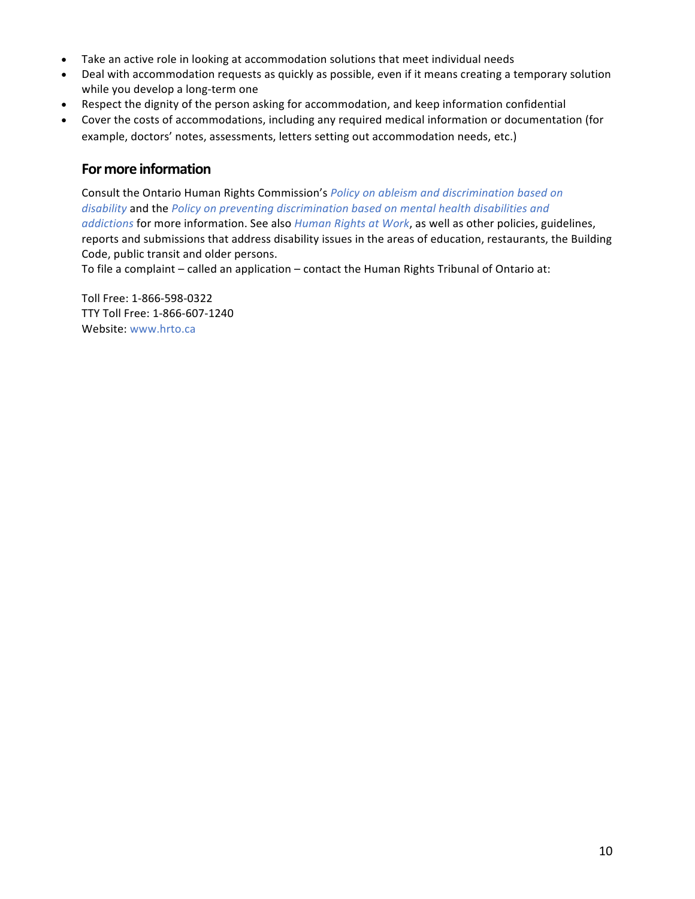- Take an active role in looking at accommodation solutions that meet individual needs
- Deal with accommodation requests as quickly as possible, even if it means creating a temporary solution while you develop a long-term one
- Respect the dignity of the person asking for accommodation, and keep information confidential
- Cover the costs of accommodations, including any required medical information or documentation (for example, doctors' notes, assessments, letters setting out accommodation needs, etc.)

## For more information

Consult the Ontario Human Rights Commission's *Policy on ableism and discrimination based on disability* and the *Policy on preventing discrimination based on mental health disabilities and addictions* for more information. See also *Human Rights at Work*, as well as other policies, guidelines, reports and submissions that address disability issues in the areas of education, restaurants, the Building Code, public transit and older persons.
To file a complaint – called an application – contact the Human Rights Tribunal of Ontario at:

Toll Free: 1-866-598-0322
TTY Toll Free: 1-866-607-1240
Website: www.hrto.ca